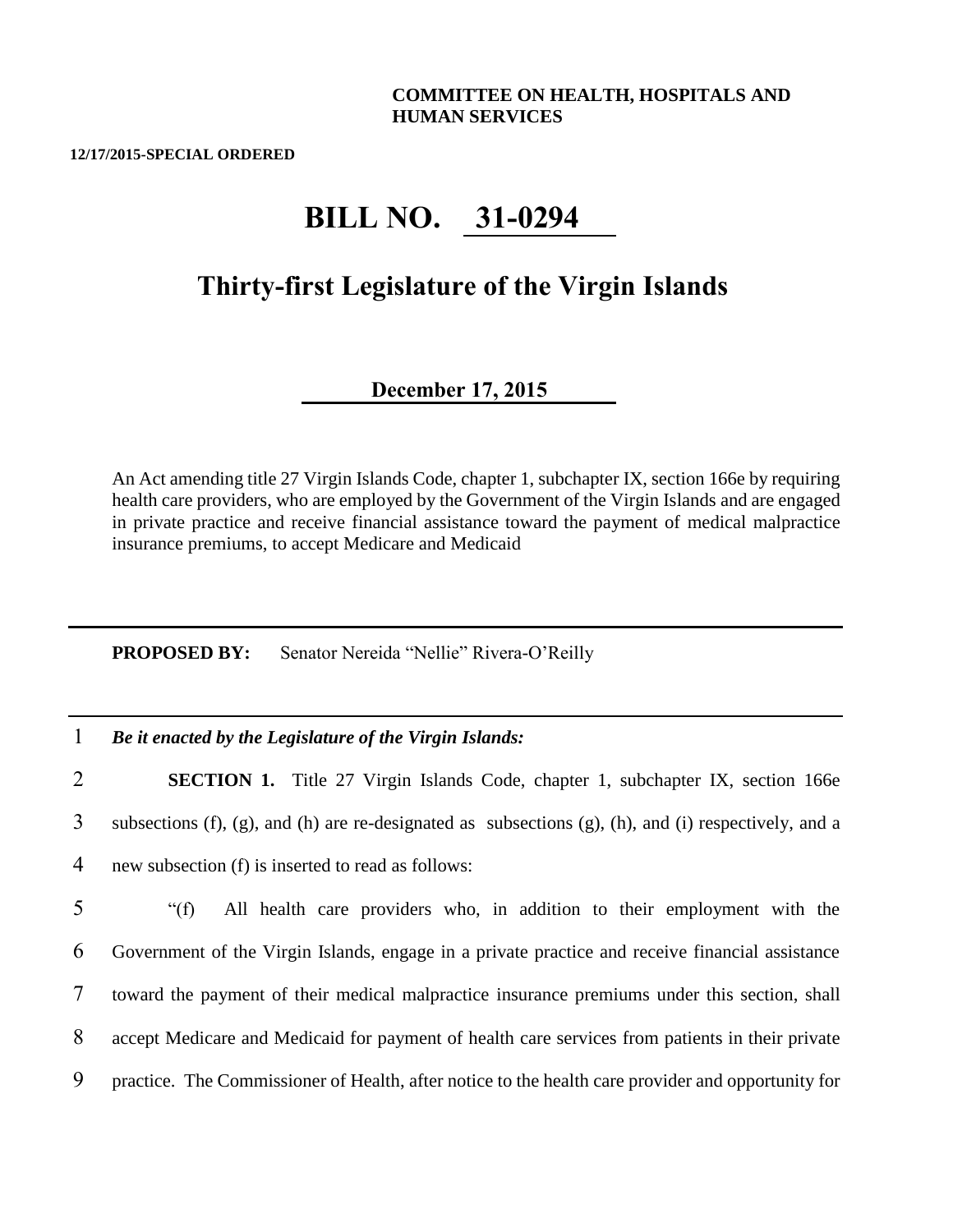**COMMITTEE ON HEALTH, HOSPITALS AND HUMAN SERVICES**

**12/17/2015-SPECIAL ORDERED**

# BILL NO. 31-0294

## Thirty-first Legislature of the Virgin Islands

**December 17, 2015**

An Act amending title 27 Virgin Islands Code, chapter 1, subchapter IX, section 166e by requiring health care providers, who are employed by the Government of the Virgin Islands and are engaged in private practice and receive financial assistance toward the payment of medical malpractice insurance premiums, to accept Medicare and Medicaid

---

**PROPOSED BY:** Senator Nereida "Nellie" Rivera-O'Reilly

---

1 ***Be it enacted by the Legislature of the Virgin Islands:***

2 **SECTION 1.** Title 27 Virgin Islands Code, chapter 1, subchapter IX, section 166e
3 subsections (f), (g), and (h) are re-designated as subsections (g), (h), and (i) respectively, and a
4 new subsection (f) is inserted to read as follows:

5 "(f) All health care providers who, in addition to their employment with the
6 Government of the Virgin Islands, engage in a private practice and receive financial assistance
7 toward the payment of their medical malpractice insurance premiums under this section, shall
8 accept Medicare and Medicaid for payment of health care services from patients in their private
9 practice. The Commissioner of Health, after notice to the health care provider and opportunity for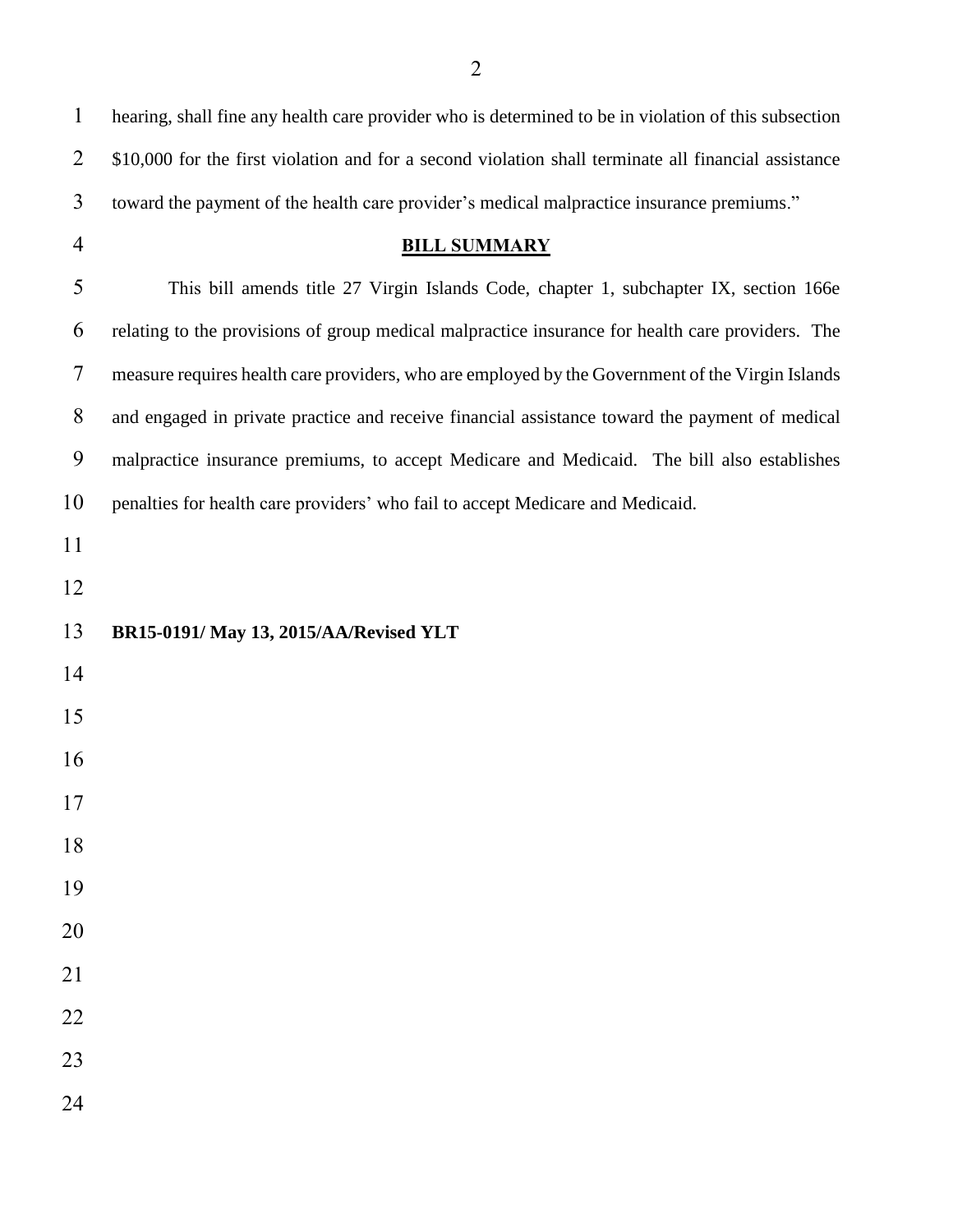hearing, shall fine any health care provider who is determined to be in violation of this subsection $10,000 for the first violation and for a second violation shall terminate all financial assistance toward the payment of the health care provider's medical malpractice insurance premiums."

## BILL SUMMARY

This bill amends title 27 Virgin Islands Code, chapter 1, subchapter IX, section 166e relating to the provisions of group medical malpractice insurance for health care providers. The measure requires health care providers, who are employed by the Government of the Virgin Islands and engaged in private practice and receive financial assistance toward the payment of medical malpractice insurance premiums, to accept Medicare and Medicaid. The bill also establishes penalties for health care providers' who fail to accept Medicare and Medicaid.

**BR15-0191/ May 13, 2015/AA/Revised YLT**